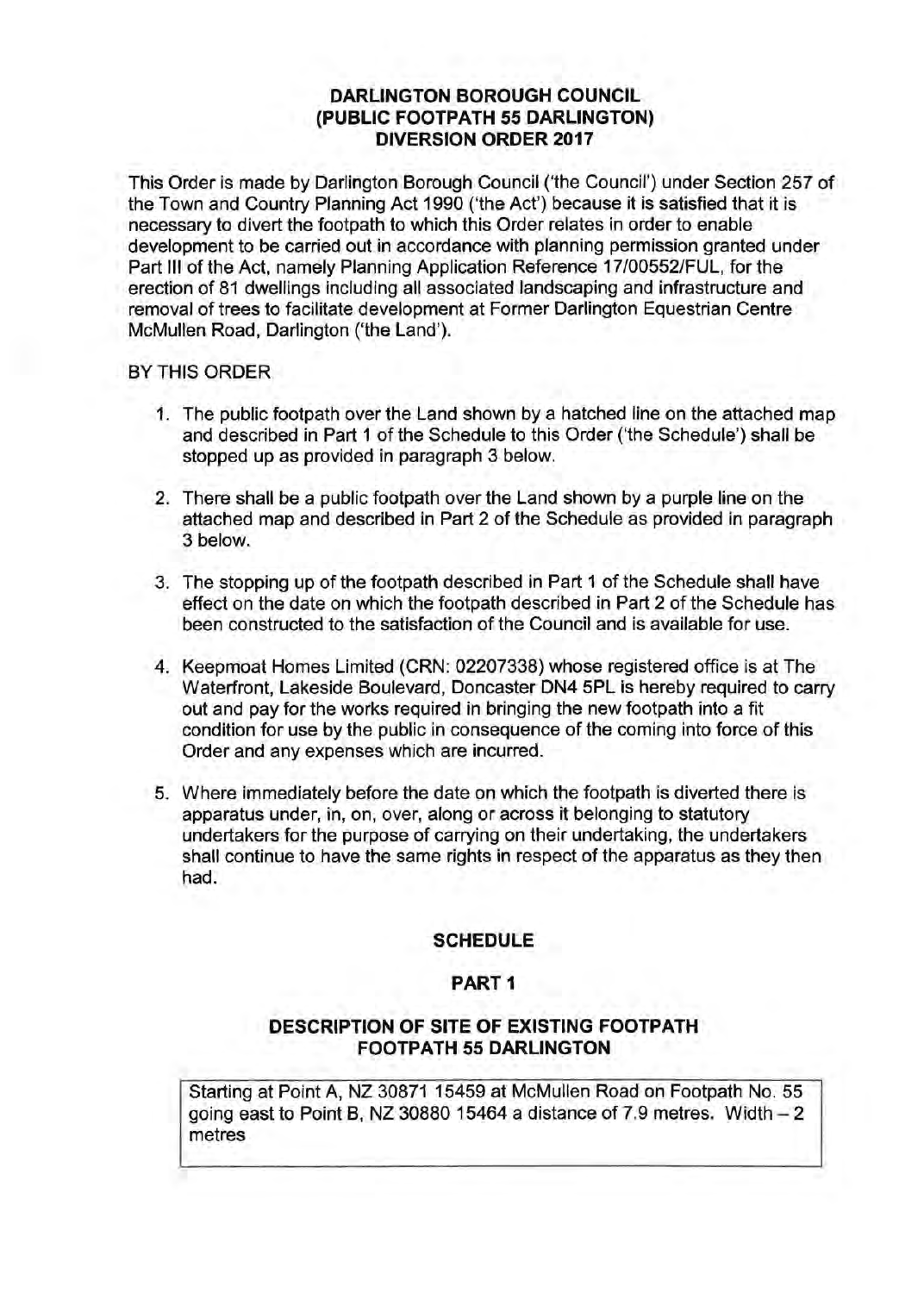# DARLINGTON BOROUGH COUNCIL
# (PUBLIC FOOTPATH 55 DARLINGTON)
# DIVERSION ORDER 2017

This Order is made by Darlington Borough Council ('the Council') under Section 257 of the Town and Country Planning Act 1990 ('the Act') because it is satisfied that it is necessary to divert the footpath to which this Order relates in order to enable development to be carried out in accordance with planning permission granted under Part III of the Act, namely Planning Application Reference 17/00552/FUL, for the erection of 81 dwellings including all associated landscaping and infrastructure and removal of trees to facilitate development at Former Darlington Equestrian Centre McMullen Road, Darlington ('the Land').

BY THIS ORDER

1. The public footpath over the Land shown by a hatched line on the attached map and described in Part 1 of the Schedule to this Order ('the Schedule') shall be stopped up as provided in paragraph 3 below.

2. There shall be a public footpath over the Land shown by a purple line on the attached map and described in Part 2 of the Schedule as provided in paragraph 3 below.

3. The stopping up of the footpath described in Part 1 of the Schedule shall have effect on the date on which the footpath described in Part 2 of the Schedule has been constructed to the satisfaction of the Council and is available for use.

4. Keepmoat Homes Limited (CRN: 02207338) whose registered office is at The Waterfront, Lakeside Boulevard, Doncaster DN4 5PL is hereby required to carry out and pay for the works required in bringing the new footpath into a fit condition for use by the public in consequence of the coming into force of this Order and any expenses which are incurred.

5. Where immediately before the date on which the footpath is diverted there is apparatus under, in, on, over, along or across it belonging to statutory undertakers for the purpose of carrying on their undertaking, the undertakers shall continue to have the same rights in respect of the apparatus as they then had.

## SCHEDULE

## PART 1

### DESCRIPTION OF SITE OF EXISTING FOOTPATH FOOTPATH 55 DARLINGTON

| Starting at Point A, NZ 30871 15459 at McMullen Road on Footpath No. 55 going east to Point B, NZ 30880 15464 a distance of 7.9 metres. Width – 2 metres |
| --- |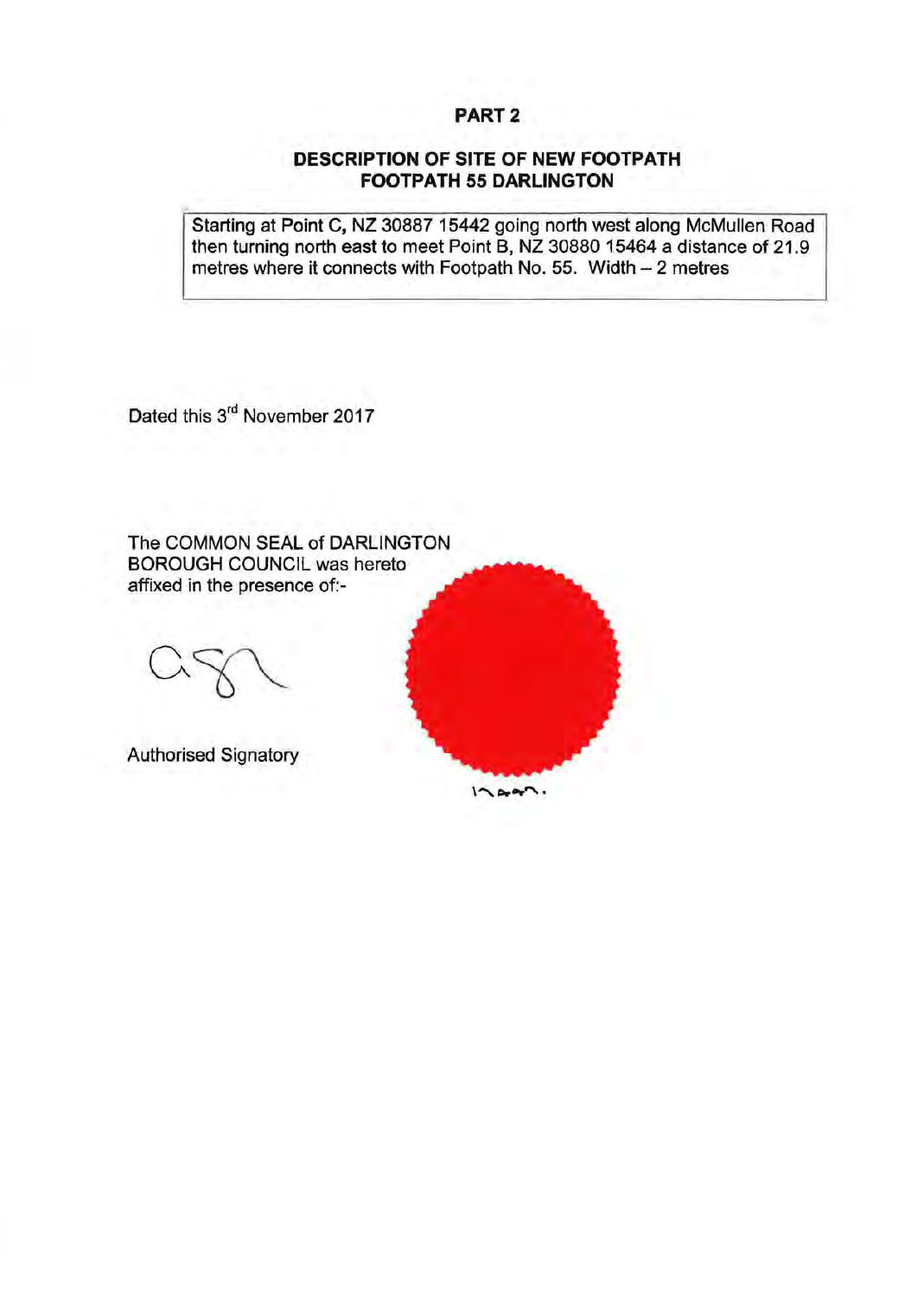## PART 2

### DESCRIPTION OF SITE OF NEW FOOTPATH
### FOOTPATH 55 DARLINGTON

| Starting at Point C, NZ 30887 15442 going north west along McMullen Road then turning north east to meet Point B, NZ 30880 15464 a distance of 21.9 metres where it connects with Footpath No. 55. Width – 2 metres |
|---|

Dated this 3rd November 2017

The COMMON SEAL of DARLINGTON BOROUGH COUNCIL was hereto affixed in the presence of:-

Authorised Signatory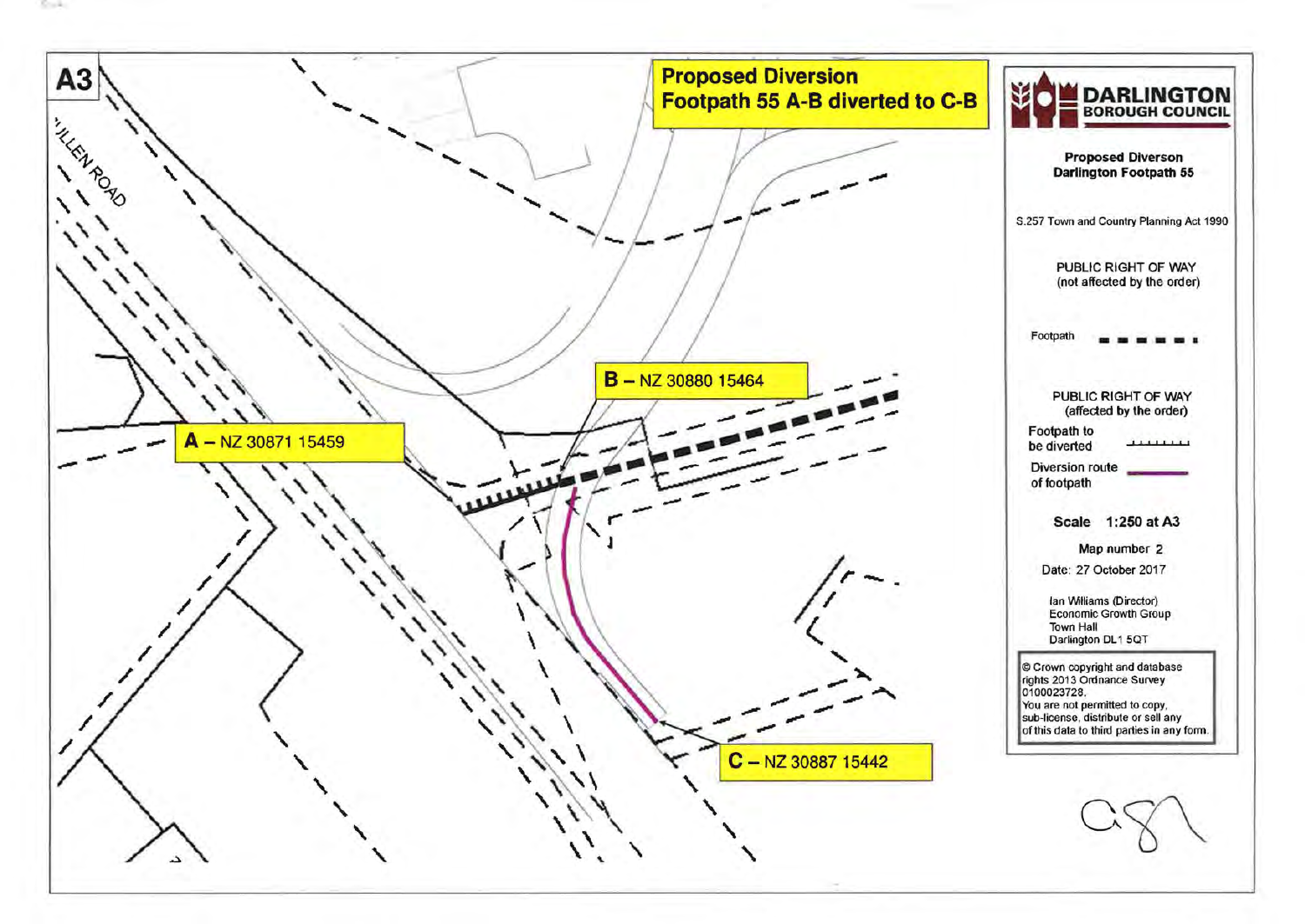A3

# Proposed Diversion
## Footpath 55 A-B diverted to C-B

ULLEN ROAD

**B** – NZ 30880 15464

**A** – NZ 30871 15459

**C** – NZ 30887 15442

**DARLINGTON BOROUGH COUNCIL**

**Proposed Diverson**
**Darlington Footpath 55**

S.257 Town and Country Planning Act 1990

PUBLIC RIGHT OF WAY
(not affected by the order)

Footpath

PUBLIC RIGHT OF WAY
(affected by the order)

Footpath to be diverted

Diversion route of footpath

**Scale 1:250 at A3**

Map number 2

Date: 27 October 2017

Ian Williams (Director)
Economic Growth Group
Town Hall
Darlington DL1 5QT

© Crown copyright and database rights 2013 Ordnance Survey 0100023728.
You are not permitted to copy, sub-license, distribute or sell any of this data to third parties in any form.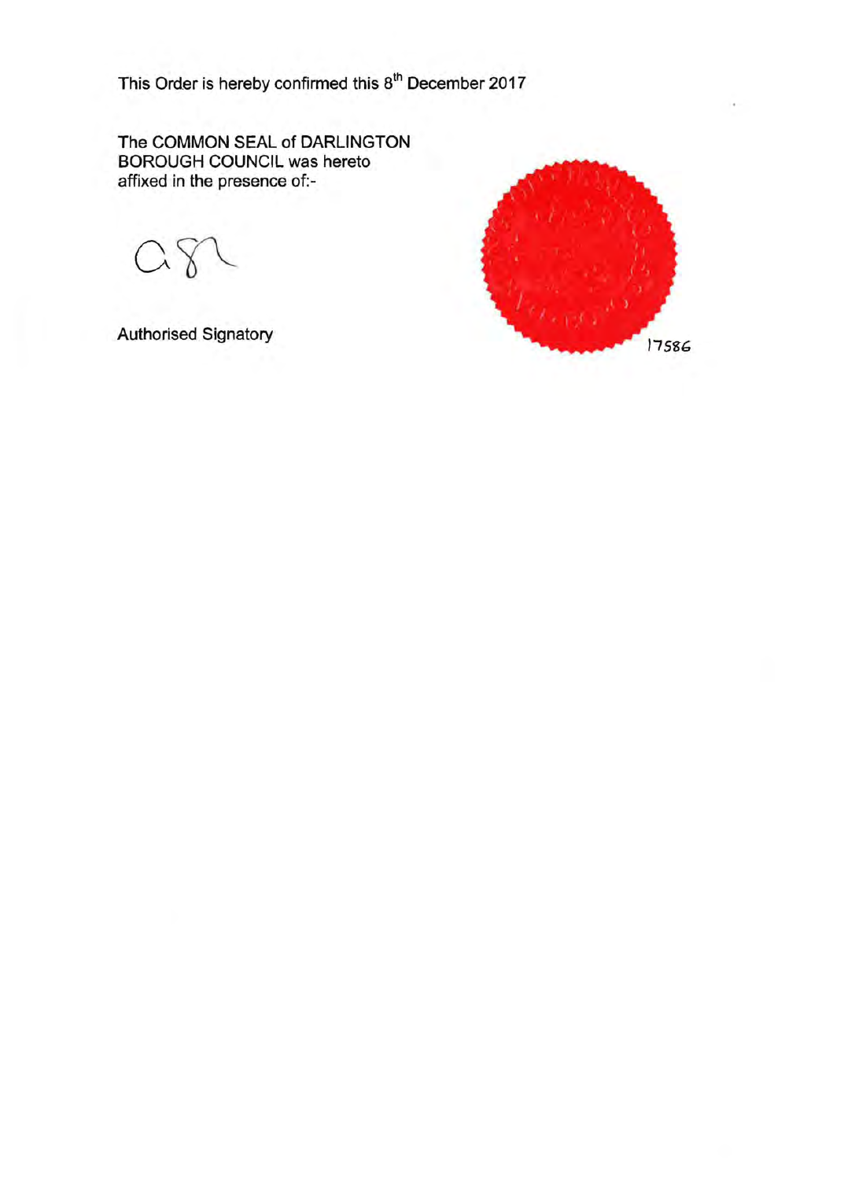This Order is hereby confirmed this 8th December 2017

The COMMON SEAL of DARLINGTON BOROUGH COUNCIL was hereto affixed in the presence of:-

Authorised Signatory

17586